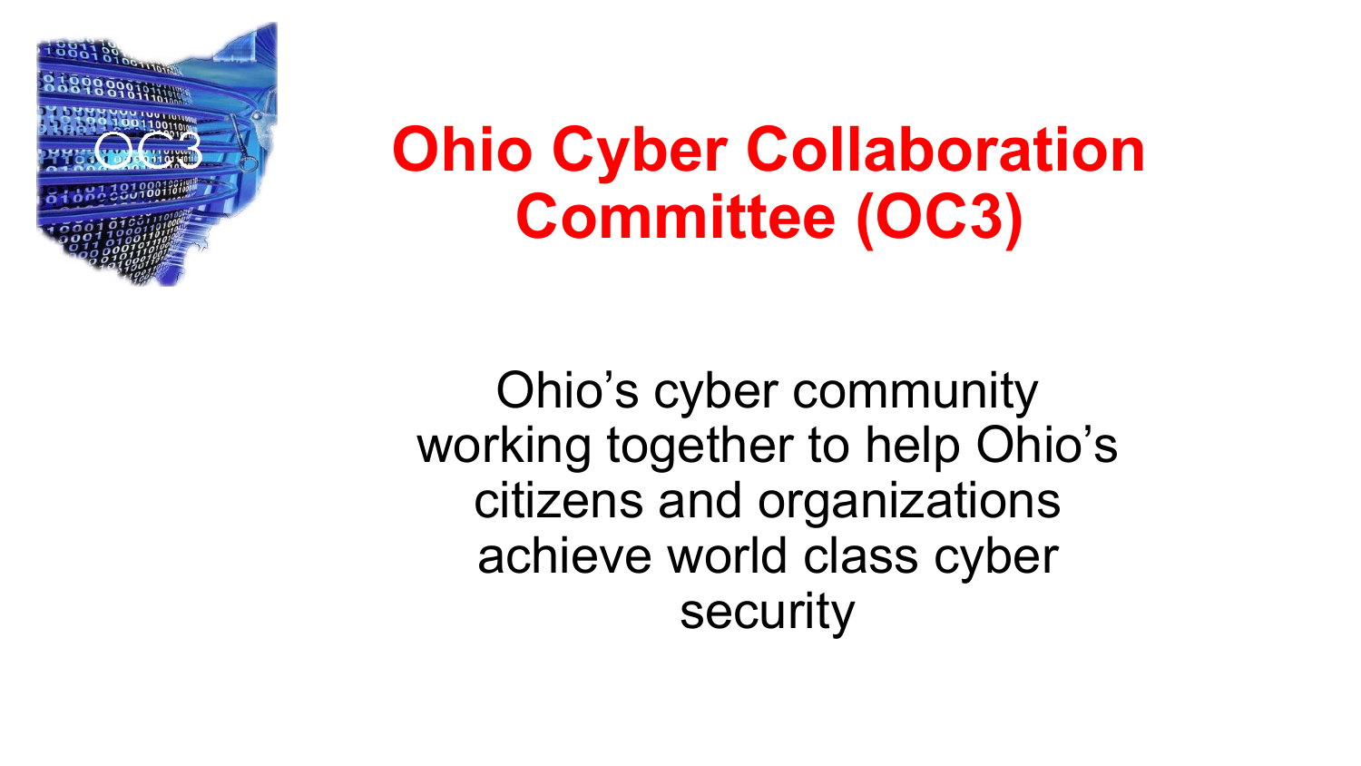# Ohio Cyber Collaboration Committee (OC3)

Ohio's cyber community working together to help Ohio's citizens and organizations achieve world class cyber security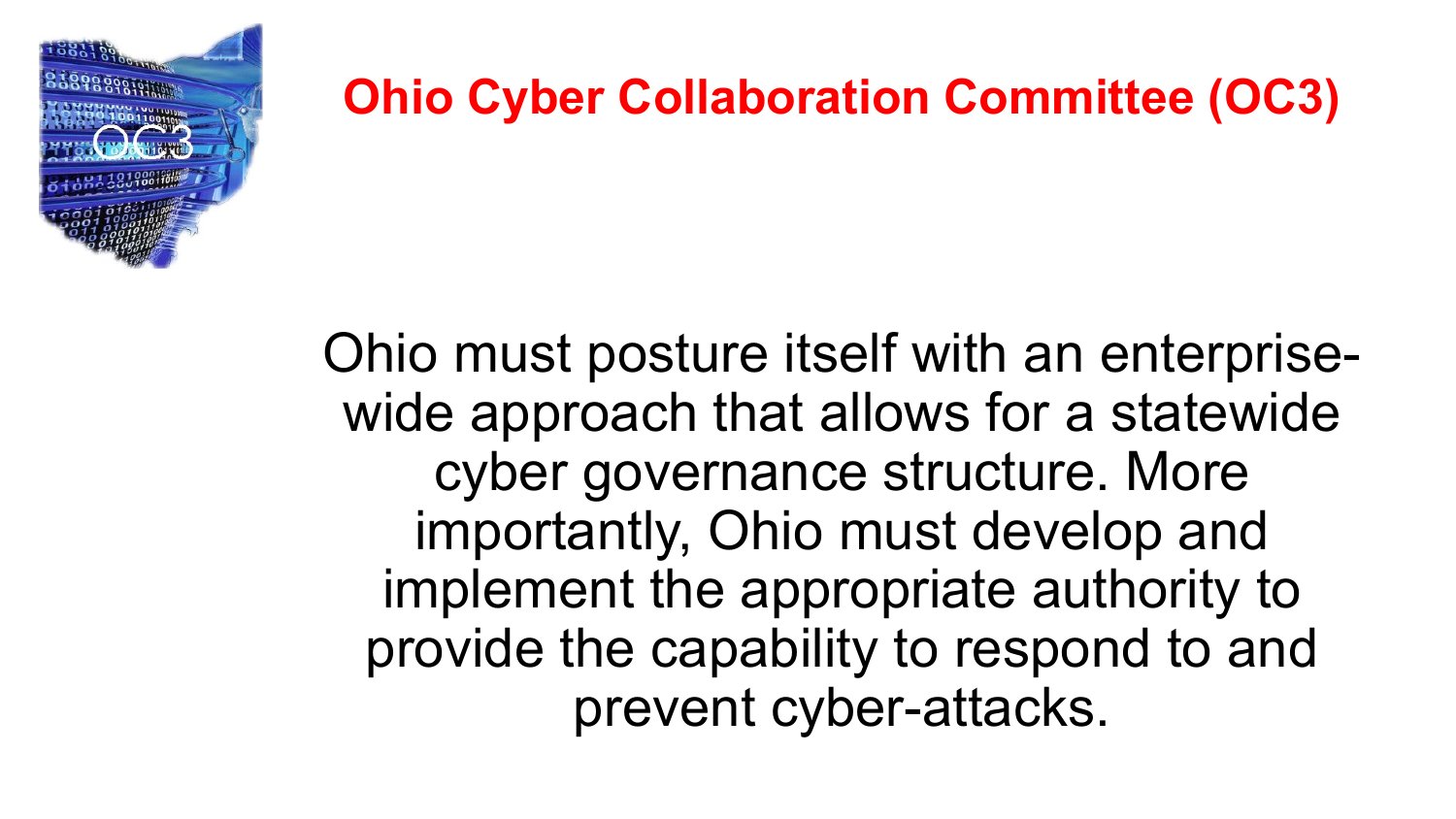# Ohio Cyber Collaboration Committee (OC3)

Ohio must posture itself with an enterprise-wide approach that allows for a statewide cyber governance structure. More importantly, Ohio must develop and implement the appropriate authority to provide the capability to respond to and prevent cyber-attacks.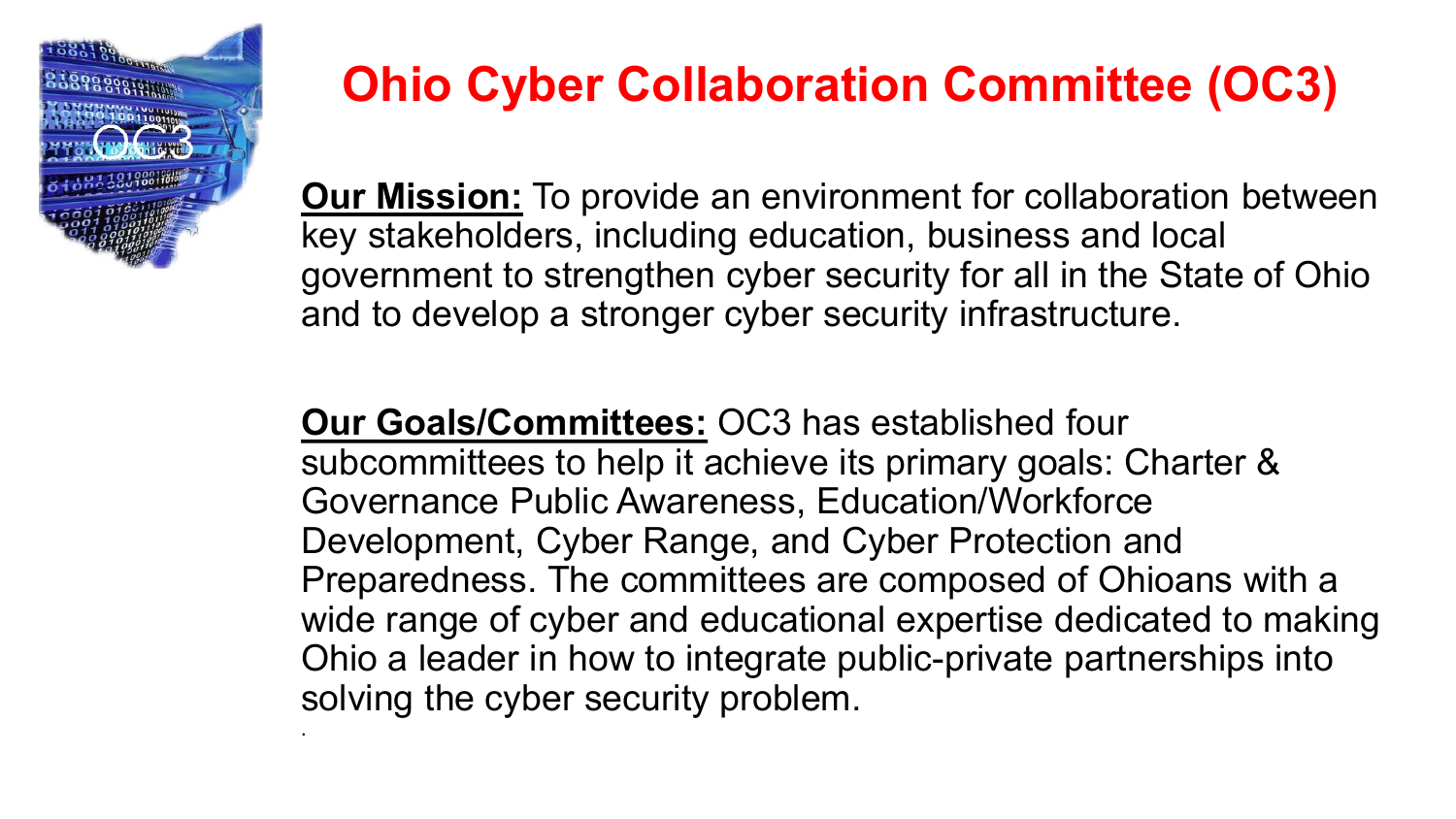# Ohio Cyber Collaboration Committee (OC3)

**Our Mission:** To provide an environment for collaboration between key stakeholders, including education, business and local government to strengthen cyber security for all in the State of Ohio and to develop a stronger cyber security infrastructure.

**Our Goals/Committees:** OC3 has established four subcommittees to help it achieve its primary goals: Charter & Governance Public Awareness, Education/Workforce Development, Cyber Range, and Cyber Protection and Preparedness. The committees are composed of Ohioans with a wide range of cyber and educational expertise dedicated to making Ohio a leader in how to integrate public-private partnerships into solving the cyber security problem.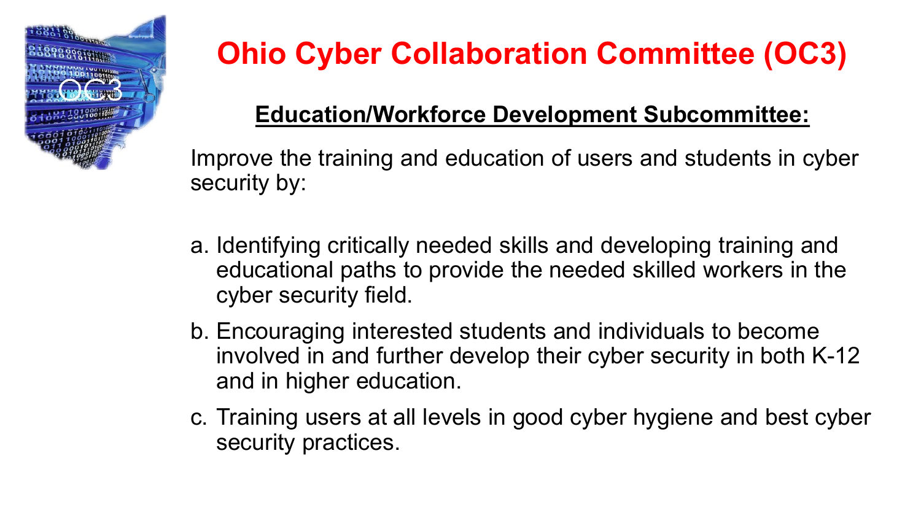# Ohio Cyber Collaboration Committee (OC3)

## Education/Workforce Development Subcommittee:

Improve the training and education of users and students in cyber security by:

a. Identifying critically needed skills and developing training and educational paths to provide the needed skilled workers in the cyber security field.

b. Encouraging interested students and individuals to become involved in and further develop their cyber security in both K-12 and in higher education.

c. Training users at all levels in good cyber hygiene and best cyber security practices.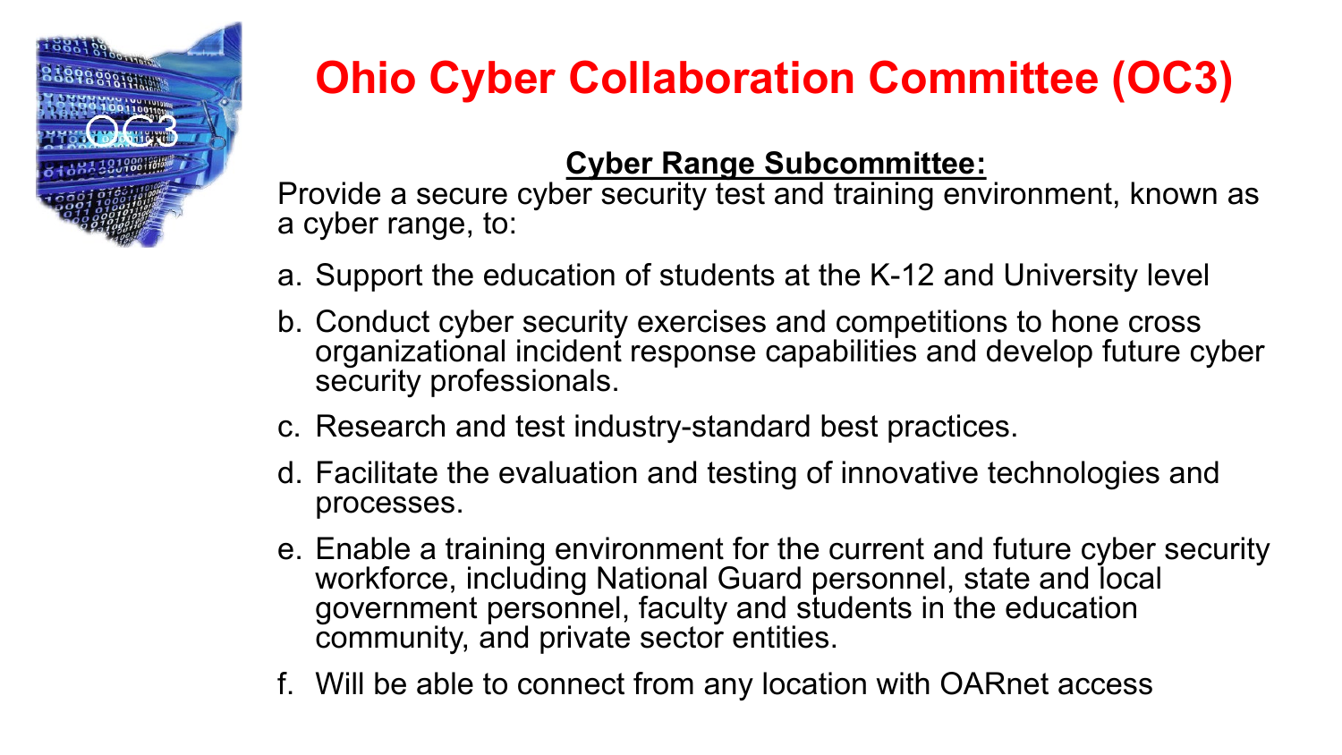# Ohio Cyber Collaboration Committee (OC3)

**Cyber Range Subcommittee:**

Provide a secure cyber security test and training environment, known as a cyber range, to:

a. Support the education of students at the K-12 and University level

b. Conduct cyber security exercises and competitions to hone cross organizational incident response capabilities and develop future cyber security professionals.

c. Research and test industry-standard best practices.

d. Facilitate the evaluation and testing of innovative technologies and processes.

e. Enable a training environment for the current and future cyber security workforce, including National Guard personnel, state and local government personnel, faculty and students in the education community, and private sector entities.

f. Will be able to connect from any location with OARnet access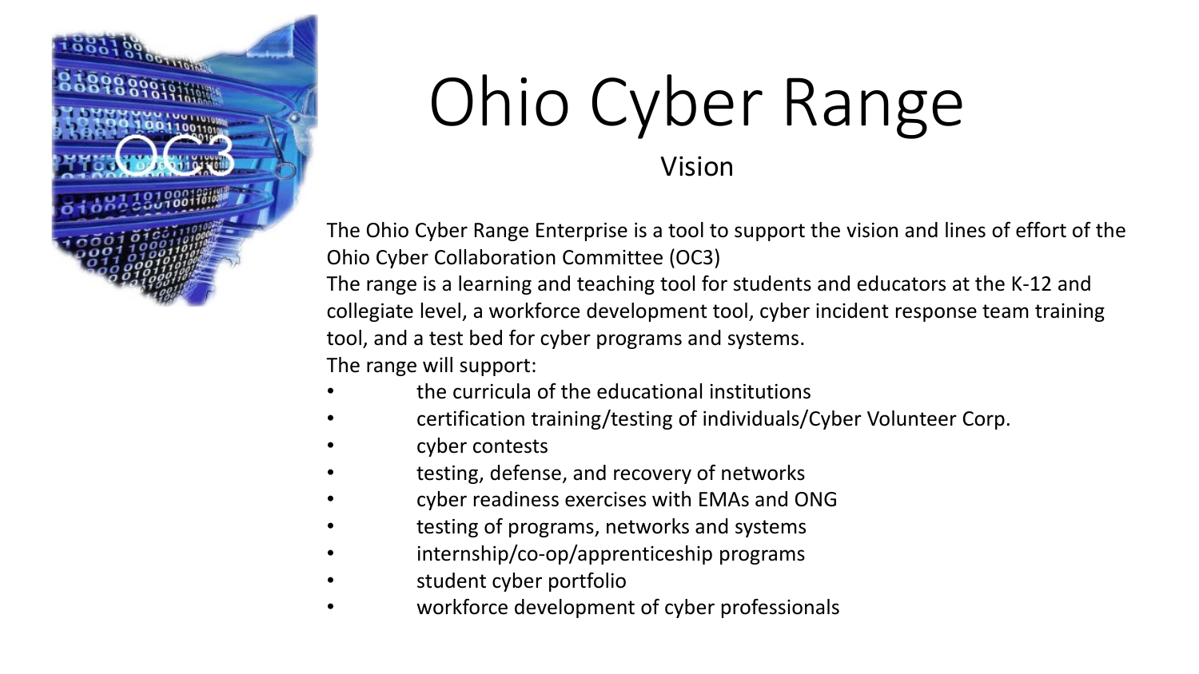# Ohio Cyber Range

## Vision

The Ohio Cyber Range Enterprise is a tool to support the vision and lines of effort of the Ohio Cyber Collaboration Committee (OC3)

The range is a learning and teaching tool for students and educators at the K-12 and collegiate level, a workforce development tool, cyber incident response team training tool, and a test bed for cyber programs and systems.

The range will support:

- the curricula of the educational institutions
- certification training/testing of individuals/Cyber Volunteer Corp.
- cyber contests
- testing, defense, and recovery of networks
- cyber readiness exercises with EMAs and ONG
- testing of programs, networks and systems
- internship/co-op/apprenticeship programs
- student cyber portfolio
- workforce development of cyber professionals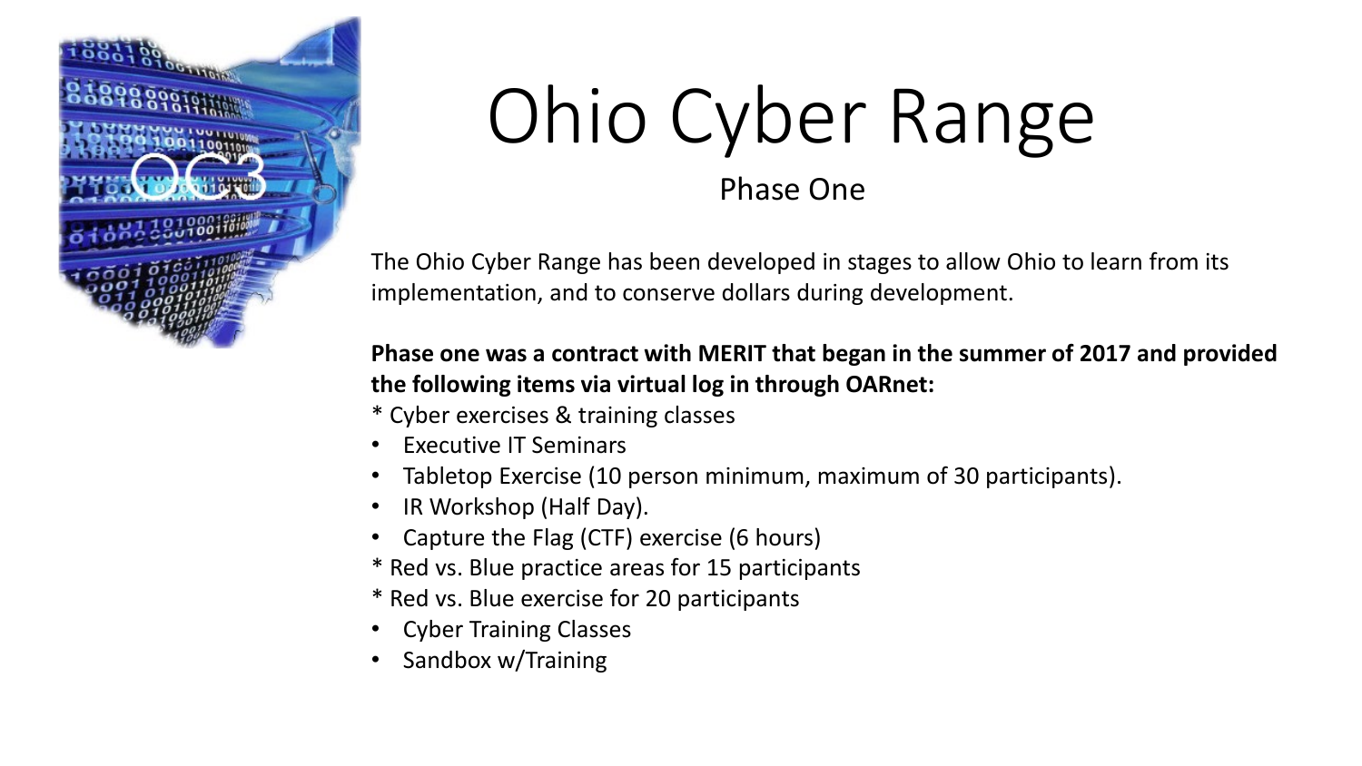# Ohio Cyber Range

## Phase One

The Ohio Cyber Range has been developed in stages to allow Ohio to learn from its implementation, and to conserve dollars during development.

**Phase one was a contract with MERIT that began in the summer of 2017 and provided the following items via virtual log in through OARnet:**

* Cyber exercises & training classes
- Executive IT Seminars
- Tabletop Exercise (10 person minimum, maximum of 30 participants).
- IR Workshop (Half Day).
- Capture the Flag (CTF) exercise (6 hours)

* Red vs. Blue practice areas for 15 participants

* Red vs. Blue exercise for 20 participants
- Cyber Training Classes
- Sandbox w/Training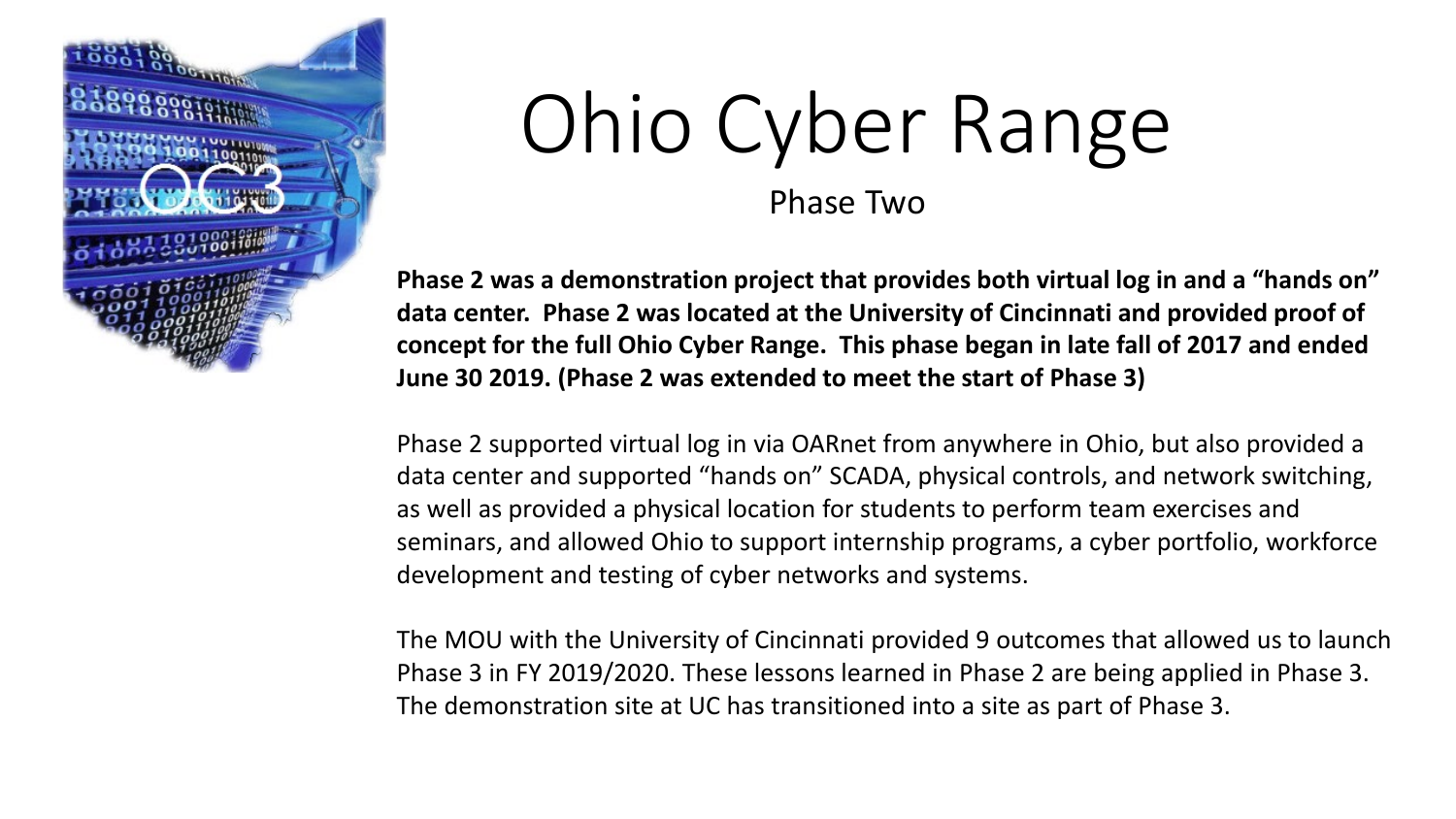# Ohio Cyber Range

Phase Two

**Phase 2 was a demonstration project that provides both virtual log in and a "hands on" data center. Phase 2 was located at the University of Cincinnati and provided proof of concept for the full Ohio Cyber Range. This phase began in late fall of 2017 and ended June 30 2019. (Phase 2 was extended to meet the start of Phase 3)**

Phase 2 supported virtual log in via OARnet from anywhere in Ohio, but also provided a data center and supported "hands on" SCADA, physical controls, and network switching, as well as provided a physical location for students to perform team exercises and seminars, and allowed Ohio to support internship programs, a cyber portfolio, workforce development and testing of cyber networks and systems.

The MOU with the University of Cincinnati provided 9 outcomes that allowed us to launch Phase 3 in FY 2019/2020. These lessons learned in Phase 2 are being applied in Phase 3. The demonstration site at UC has transitioned into a site as part of Phase 3.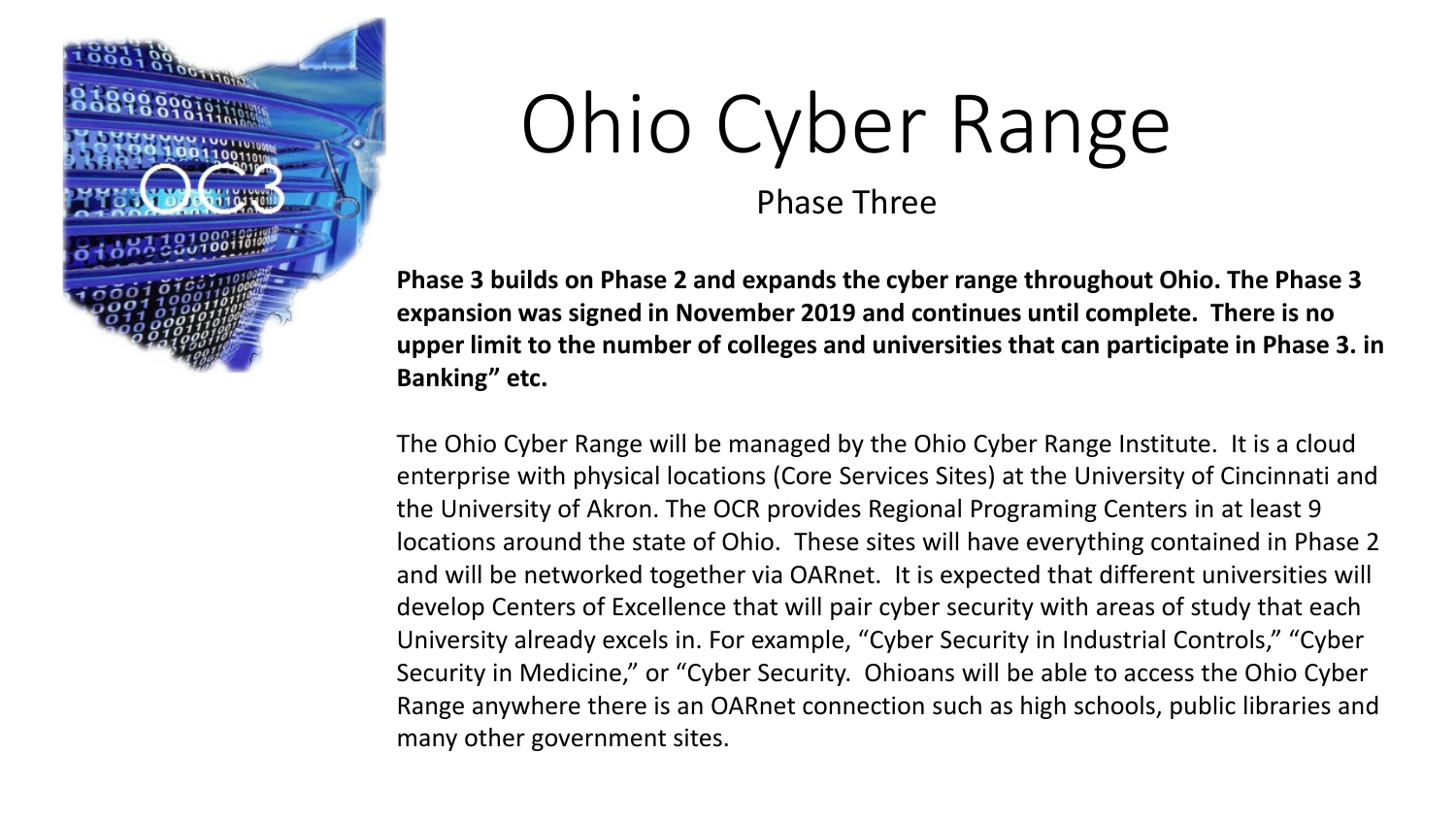# Ohio Cyber Range

Phase Three

**Phase 3 builds on Phase 2 and expands the cyber range throughout Ohio. The Phase 3 expansion was signed in November 2019 and continues until complete. There is no upper limit to the number of colleges and universities that can participate in Phase 3. in Banking" etc.**

The Ohio Cyber Range will be managed by the Ohio Cyber Range Institute. It is a cloud enterprise with physical locations (Core Services Sites) at the University of Cincinnati and the University of Akron. The OCR provides Regional Programing Centers in at least 9 locations around the state of Ohio. These sites will have everything contained in Phase 2 and will be networked together via OARnet. It is expected that different universities will develop Centers of Excellence that will pair cyber security with areas of study that each University already excels in. For example, "Cyber Security in Industrial Controls," "Cyber Security in Medicine," or "Cyber Security. Ohioans will be able to access the Ohio Cyber Range anywhere there is an OARnet connection such as high schools, public libraries and many other government sites.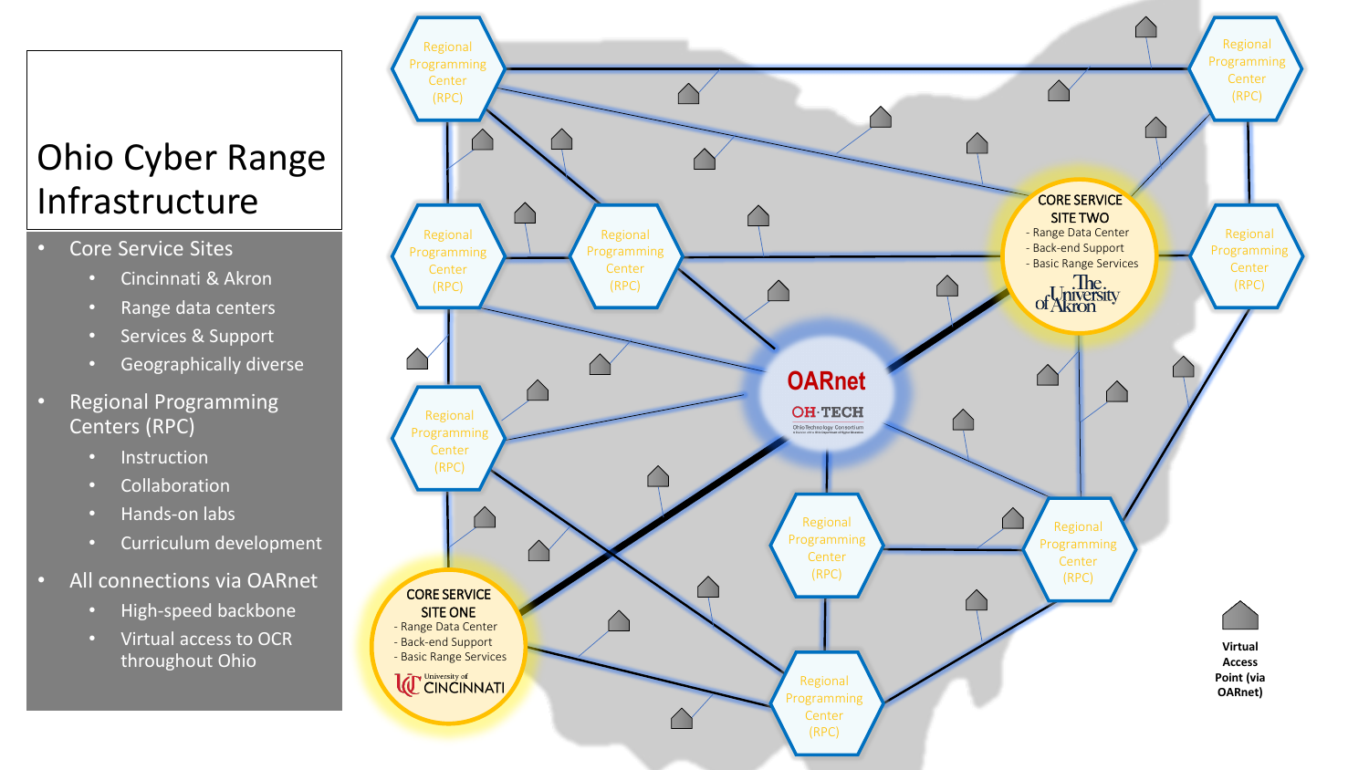# Ohio Cyber Range Infrastructure

- Core Service Sites
  - Cincinnati & Akron
  - Range data centers
  - Services & Support
  - Geographically diverse
- Regional Programming Centers (RPC)
  - Instruction
  - Collaboration
  - Hands-on labs
  - Curriculum development
- All connections via OARnet
  - High-speed backbone
  - Virtual access to OCR throughout Ohio

Regional Programming Center (RPC)

Regional Programming Center (RPC)

Regional Programming Center (RPC)

Regional Programming Center (RPC)

Regional Programming Center (RPC)

Regional Programming Center (RPC)

Regional Programming Center (RPC)

Regional Programming Center (RPC)

Regional Programming Center (RPC)

CORE SERVICE SITE TWO
- Range Data Center
- Back-end Support
- Basic Range Services

The University of Akron

OARnet

OH·TECH
Ohio Technology Consortium

CORE SERVICE SITE ONE
- Range Data Center
- Back-end Support
- Basic Range Services

University of CINCINNATI

Virtual Access Point (via OARnet)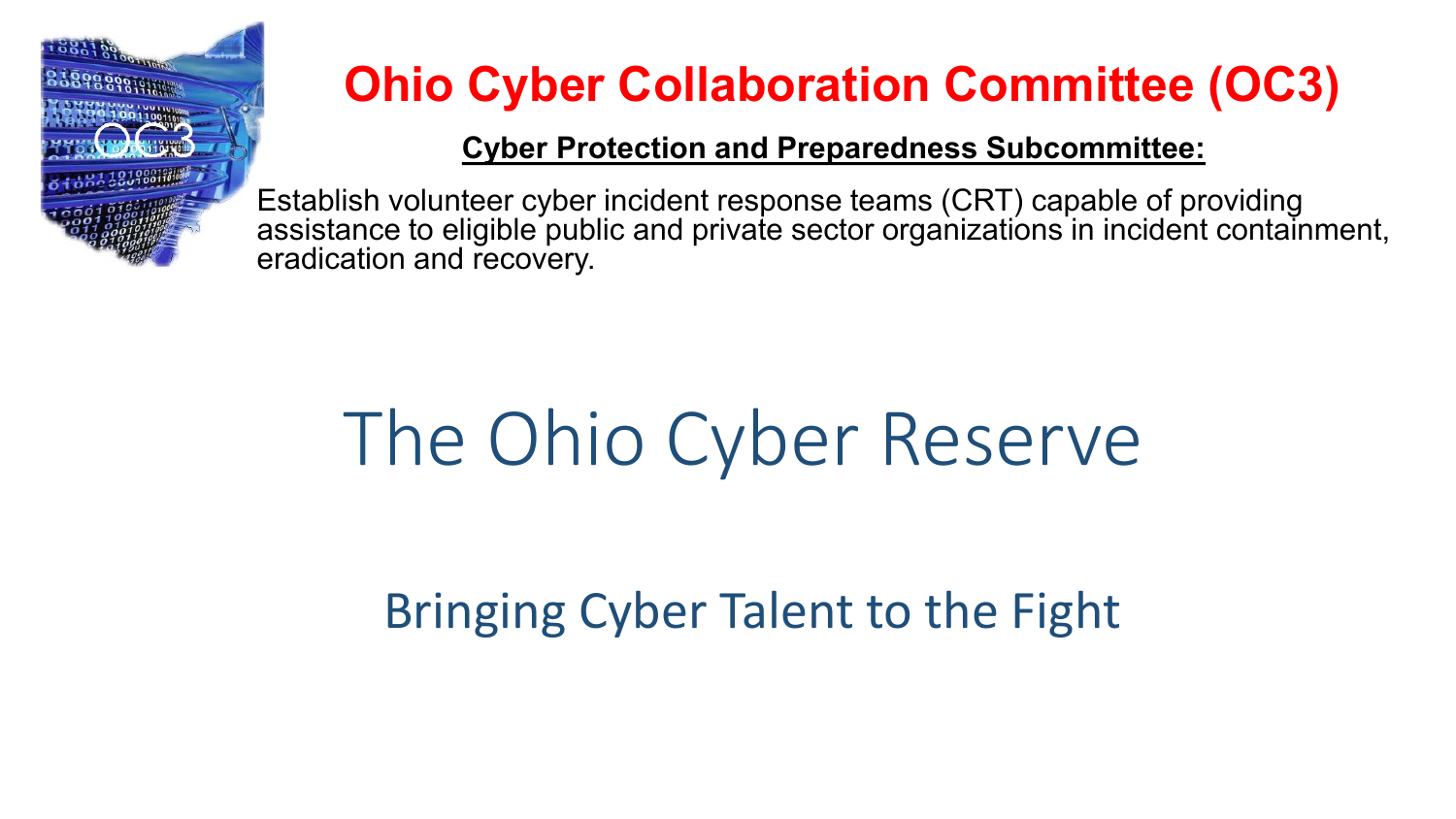# Ohio Cyber Collaboration Committee (OC3)

**Cyber Protection and Preparedness Subcommittee:**

Establish volunteer cyber incident response teams (CRT) capable of providing assistance to eligible public and private sector organizations in incident containment, eradication and recovery.

# The Ohio Cyber Reserve

## Bringing Cyber Talent to the Fight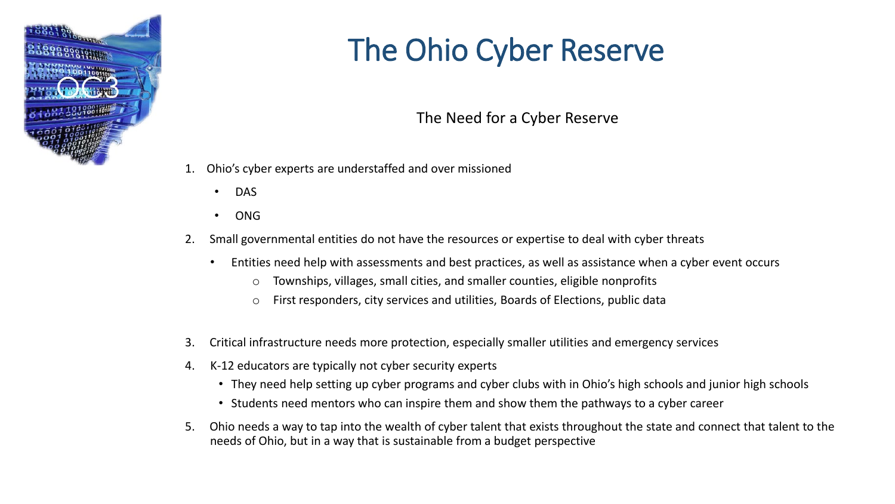# The Ohio Cyber Reserve

## The Need for a Cyber Reserve

1. Ohio's cyber experts are understaffed and over missioned
   - DAS
   - ONG
2. Small governmental entities do not have the resources or expertise to deal with cyber threats
   - Entities need help with assessments and best practices, as well as assistance when a cyber event occurs
     - Townships, villages, small cities, and smaller counties, eligible nonprofits
     - First responders, city services and utilities, Boards of Elections, public data
3. Critical infrastructure needs more protection, especially smaller utilities and emergency services
4. K-12 educators are typically not cyber security experts
   - They need help setting up cyber programs and cyber clubs with in Ohio's high schools and junior high schools
   - Students need mentors who can inspire them and show them the pathways to a cyber career
5. Ohio needs a way to tap into the wealth of cyber talent that exists throughout the state and connect that talent to the needs of Ohio, but in a way that is sustainable from a budget perspective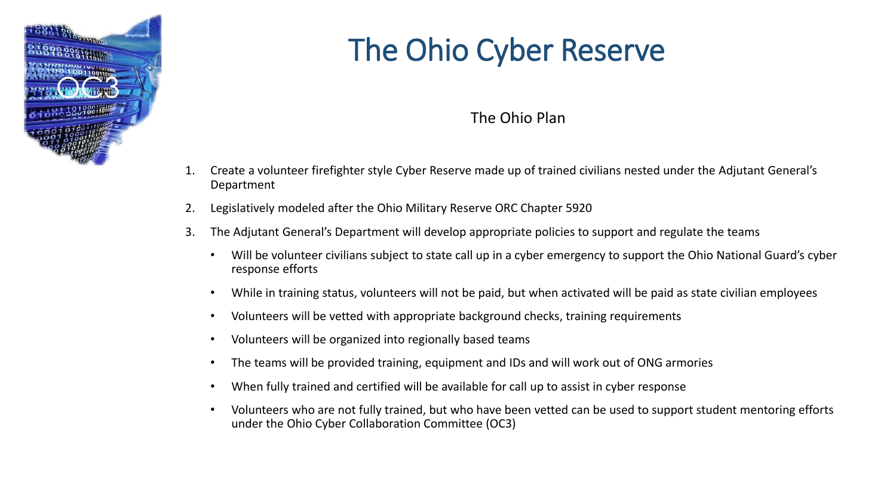# The Ohio Cyber Reserve

The Ohio Plan

1. Create a volunteer firefighter style Cyber Reserve made up of trained civilians nested under the Adjutant General's Department
2. Legislatively modeled after the Ohio Military Reserve ORC Chapter 5920
3. The Adjutant General's Department will develop appropriate policies to support and regulate the teams
   - Will be volunteer civilians subject to state call up in a cyber emergency to support the Ohio National Guard's cyber response efforts
   - While in training status, volunteers will not be paid, but when activated will be paid as state civilian employees
   - Volunteers will be vetted with appropriate background checks, training requirements
   - Volunteers will be organized into regionally based teams
   - The teams will be provided training, equipment and IDs and will work out of ONG armories
   - When fully trained and certified will be available for call up to assist in cyber response
   - Volunteers who are not fully trained, but who have been vetted can be used to support student mentoring efforts under the Ohio Cyber Collaboration Committee (OC3)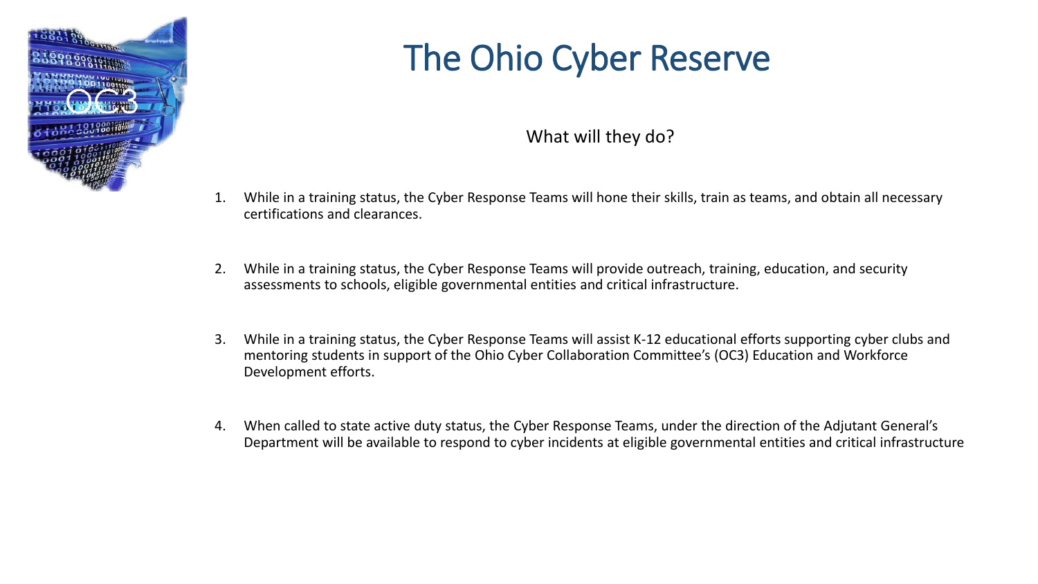# The Ohio Cyber Reserve

What will they do?

1. While in a training status, the Cyber Response Teams will hone their skills, train as teams, and obtain all necessary certifications and clearances.

2. While in a training status, the Cyber Response Teams will provide outreach, training, education, and security assessments to schools, eligible governmental entities and critical infrastructure.

3. While in a training status, the Cyber Response Teams will assist K-12 educational efforts supporting cyber clubs and mentoring students in support of the Ohio Cyber Collaboration Committee's (OC3) Education and Workforce Development efforts.

4. When called to state active duty status, the Cyber Response Teams, under the direction of the Adjutant General's Department will be available to respond to cyber incidents at eligible governmental entities and critical infrastructure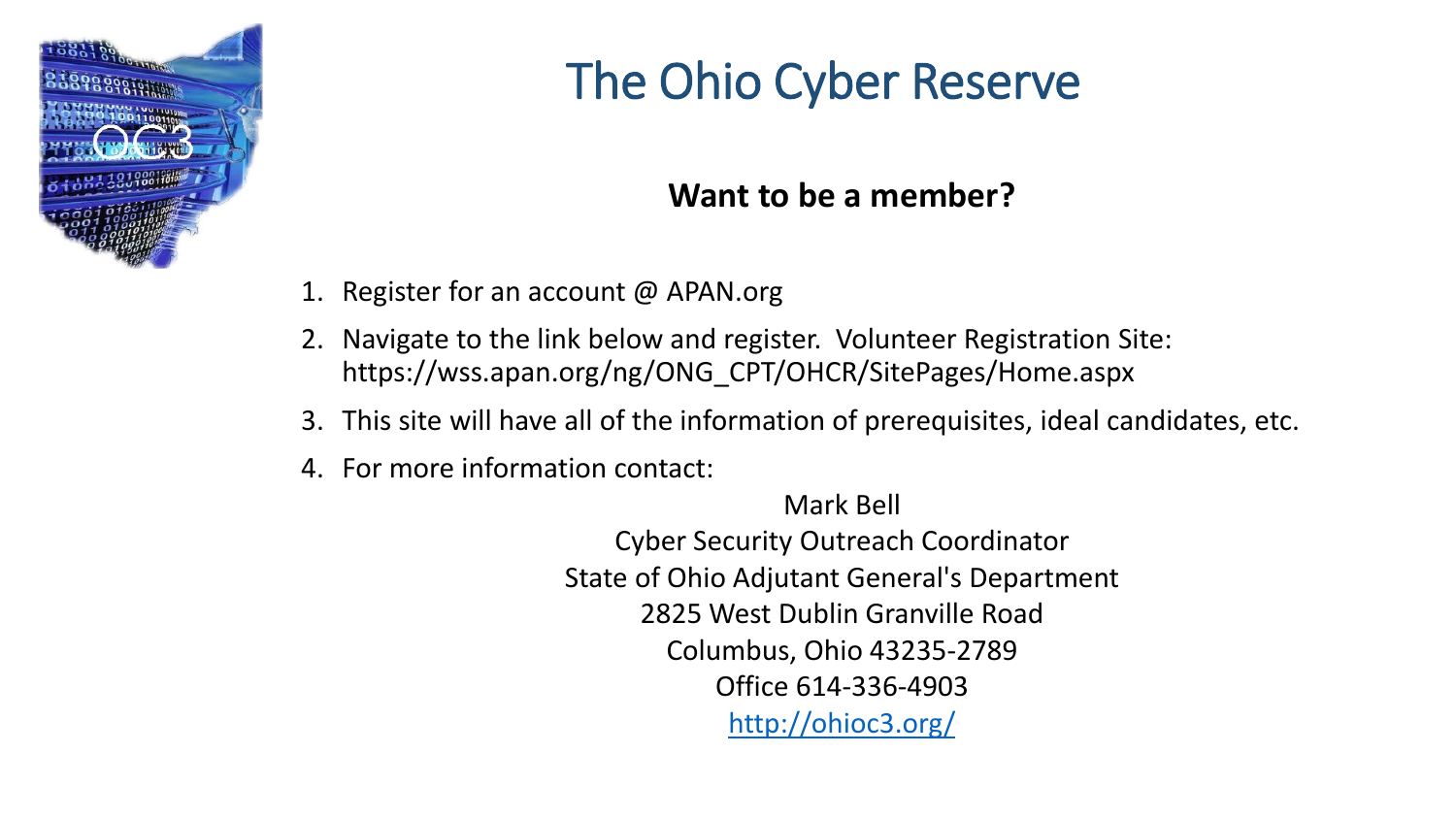# The Ohio Cyber Reserve

**Want to be a member?**

1. Register for an account @ APAN.org
2. Navigate to the link below and register. Volunteer Registration Site: https://wss.apan.org/ng/ONG_CPT/OHCR/SitePages/Home.aspx
3. This site will have all of the information of prerequisites, ideal candidates, etc.
4. For more information contact:

Mark Bell
Cyber Security Outreach Coordinator
State of Ohio Adjutant General's Department
2825 West Dublin Granville Road
Columbus, Ohio 43235-2789
Office 614-336-4903
[http://ohioc3.org/](http://ohioc3.org/)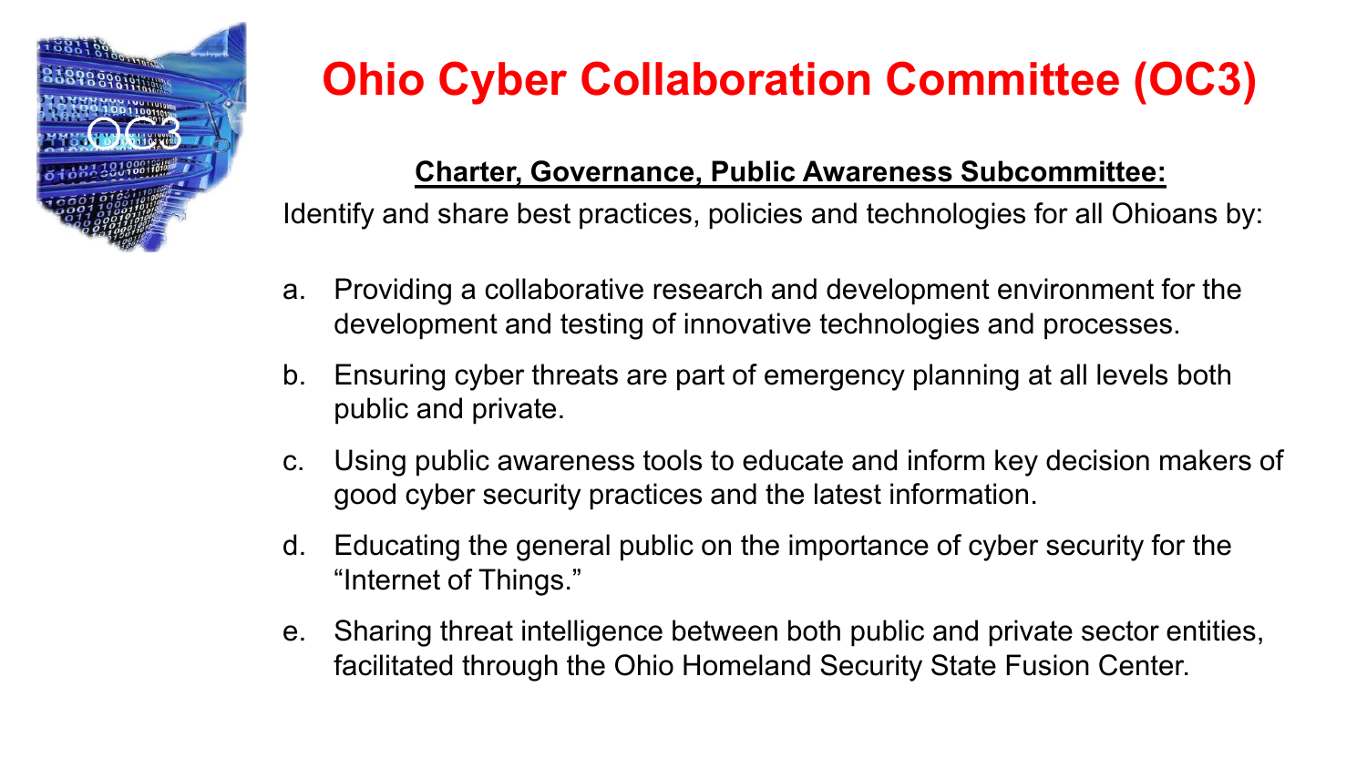# Ohio Cyber Collaboration Committee (OC3)

**Charter, Governance, Public Awareness Subcommittee:**

Identify and share best practices, policies and technologies for all Ohioans by:

a. Providing a collaborative research and development environment for the development and testing of innovative technologies and processes.

b. Ensuring cyber threats are part of emergency planning at all levels both public and private.

c. Using public awareness tools to educate and inform key decision makers of good cyber security practices and the latest information.

d. Educating the general public on the importance of cyber security for the "Internet of Things."

e. Sharing threat intelligence between both public and private sector entities, facilitated through the Ohio Homeland Security State Fusion Center.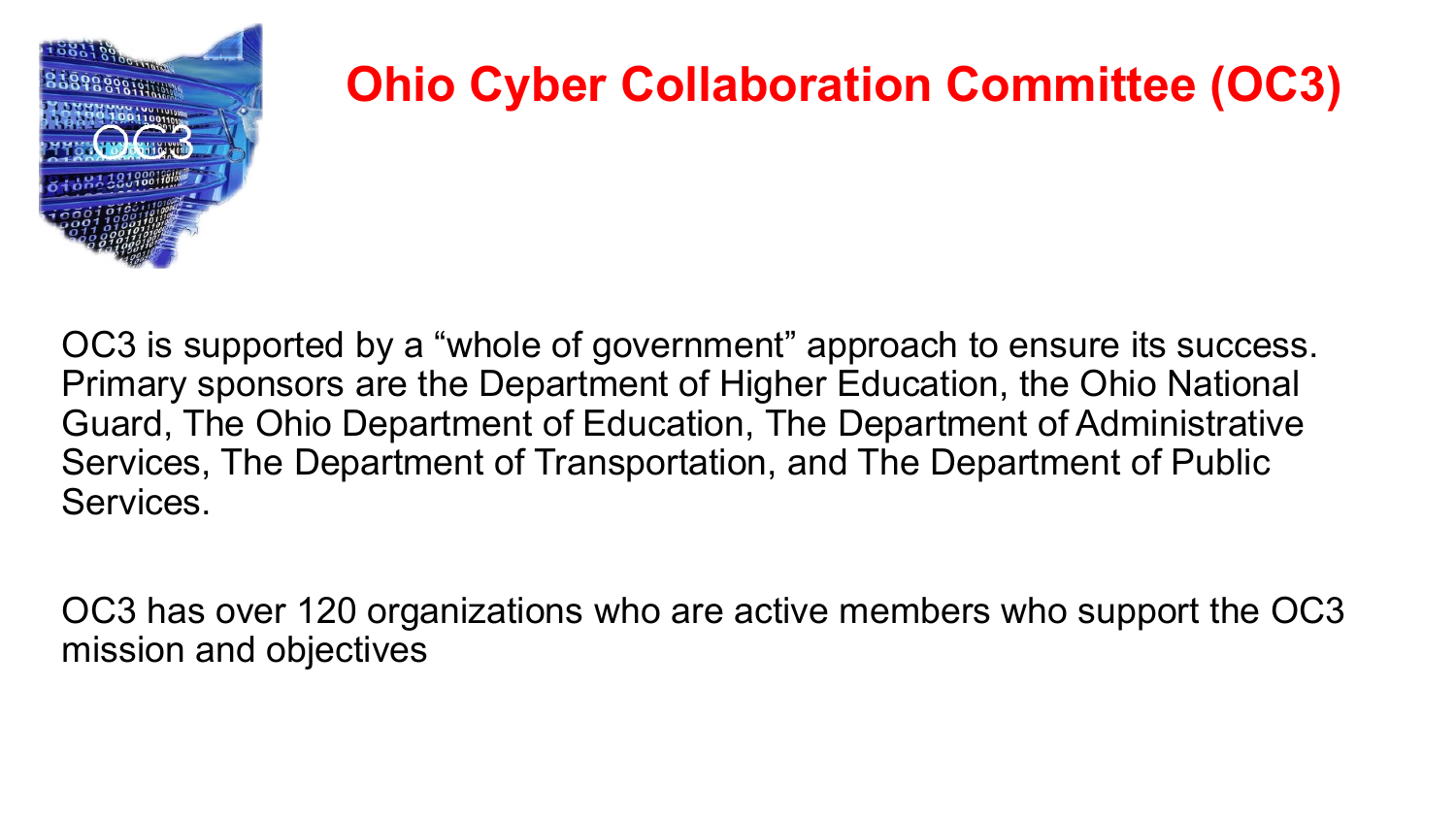# Ohio Cyber Collaboration Committee (OC3)

OC3 is supported by a “whole of government” approach to ensure its success. Primary sponsors are the Department of Higher Education, the Ohio National Guard, The Ohio Department of Education, The Department of Administrative Services, The Department of Transportation, and The Department of Public Services.

OC3 has over 120 organizations who are active members who support the OC3 mission and objectives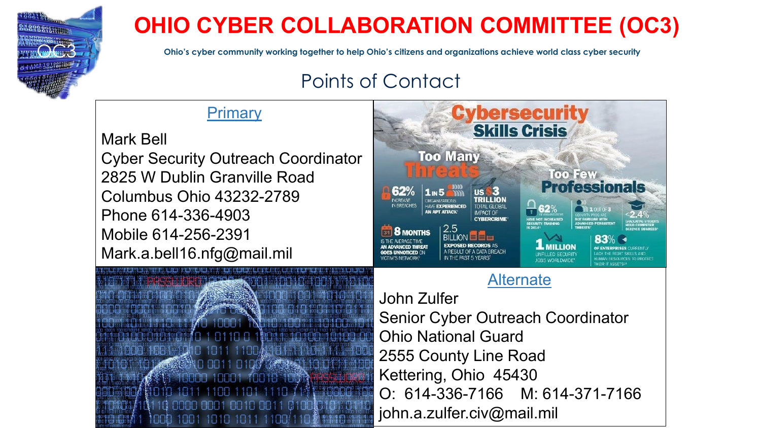# OHIO CYBER COLLABORATION COMMITTEE (OC3)

**Ohio's cyber community working together to help Ohio's citizens and organizations achieve world class cyber security**

## Points of Contact

### Primary

Mark Bell
Cyber Security Outreach Coordinator
2825 W Dublin Granville Road
Columbus Ohio 43232-2789
Phone 614-336-4903
Mobile 614-256-2391
Mark.a.bell16.nfg@mail.mil

### Alternate

John Zulfer
Senior Cyber Outreach Coordinator
Ohio National Guard
2555 County Line Road
Kettering, Ohio 45430
O: 614-336-7166 M: 614-371-7166
john.a.zulfer.civ@mail.mil